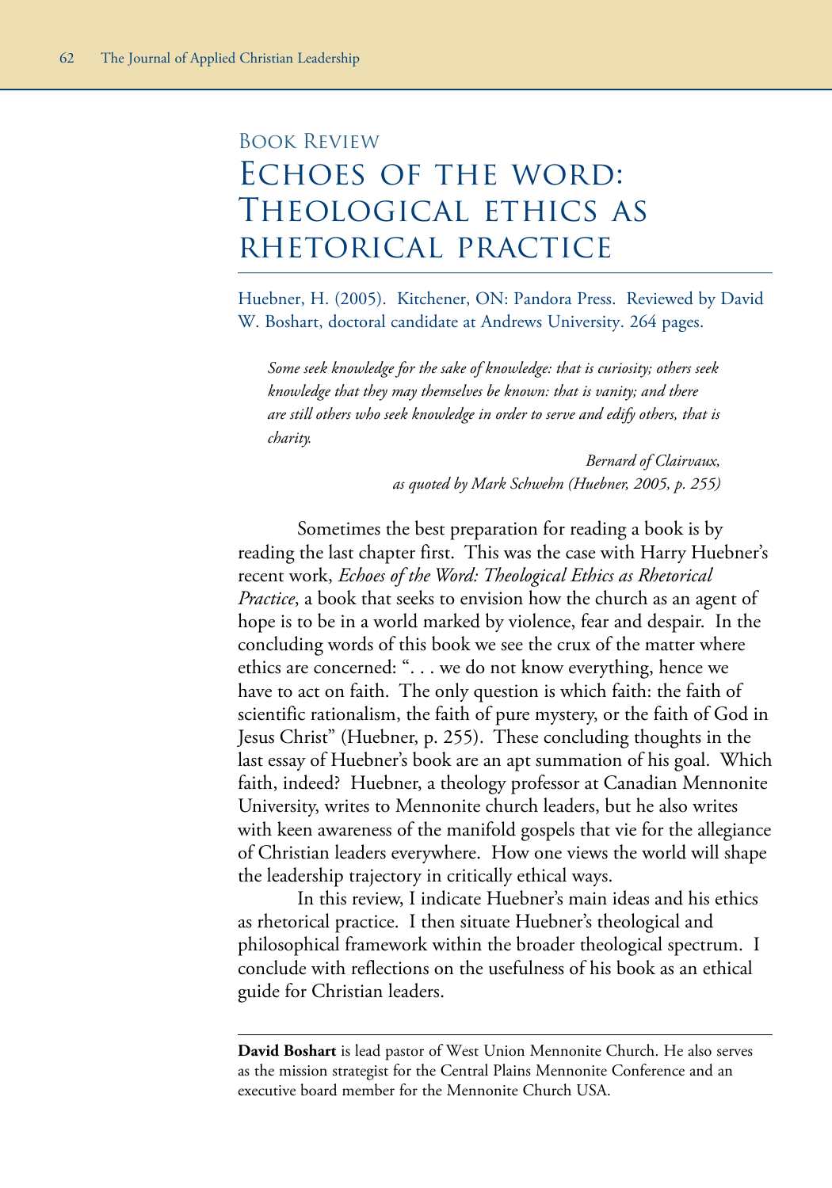Book Review

# Echoes of the Word: Theological Ethics as Rhetorical Practice

Huebner, H. (2005). Kitchener, ON: Pandora Press. Reviewed by David W. Boshart, doctoral candidate at Andrews University. 264 pages.

> *Some seek knowledge for the sake of knowledge: that is curiosity; others seek knowledge that they may themselves be known: that is vanity; and there are still others who seek knowledge in order to serve and edify others, that is charity.*
>
> *Bernard of Clairvaux, as quoted by Mark Schwehn (Huebner, 2005, p. 255)*

Sometimes the best preparation for reading a book is by reading the last chapter first. This was the case with Harry Huebner's recent work, *Echoes of the Word: Theological Ethics as Rhetorical Practice*, a book that seeks to envision how the church as an agent of hope is to be in a world marked by violence, fear and despair. In the concluding words of this book we see the crux of the matter where ethics are concerned: ". . . we do not know everything, hence we have to act on faith. The only question is which faith: the faith of scientific rationalism, the faith of pure mystery, or the faith of God in Jesus Christ" (Huebner, p. 255). These concluding thoughts in the last essay of Huebner's book are an apt summation of his goal. Which faith, indeed? Huebner, a theology professor at Canadian Mennonite University, writes to Mennonite church leaders, but he also writes with keen awareness of the manifold gospels that vie for the allegiance of Christian leaders everywhere. How one views the world will shape the leadership trajectory in critically ethical ways.

In this review, I indicate Huebner's main ideas and his ethics as rhetorical practice. I then situate Huebner's theological and philosophical framework within the broader theological spectrum. I conclude with reflections on the usefulness of his book as an ethical guide for Christian leaders.

---

**David Boshart** is lead pastor of West Union Mennonite Church. He also serves as the mission strategist for the Central Plains Mennonite Conference and an executive board member for the Mennonite Church USA.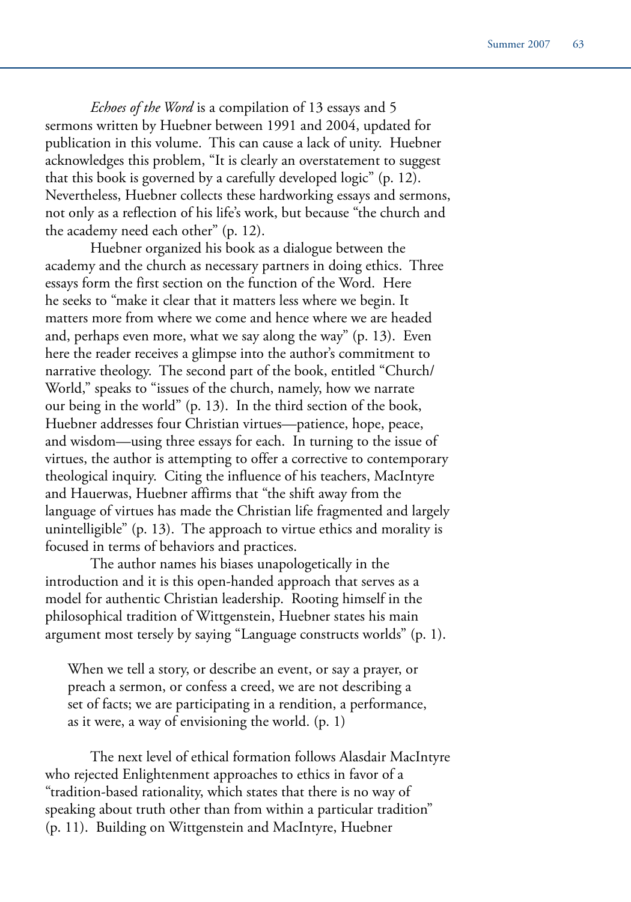*Echoes of the Word* is a compilation of 13 essays and 5 sermons written by Huebner between 1991 and 2004, updated for publication in this volume. This can cause a lack of unity. Huebner acknowledges this problem, "It is clearly an overstatement to suggest that this book is governed by a carefully developed logic" (p. 12). Nevertheless, Huebner collects these hardworking essays and sermons, not only as a reflection of his life's work, but because "the church and the academy need each other" (p. 12).

Huebner organized his book as a dialogue between the academy and the church as necessary partners in doing ethics. Three essays form the first section on the function of the Word. Here he seeks to "make it clear that it matters less where we begin. It matters more from where we come and hence where we are headed and, perhaps even more, what we say along the way" (p. 13). Even here the reader receives a glimpse into the author's commitment to narrative theology. The second part of the book, entitled "Church/World," speaks to "issues of the church, namely, how we narrate our being in the world" (p. 13). In the third section of the book, Huebner addresses four Christian virtues—patience, hope, peace, and wisdom—using three essays for each. In turning to the issue of virtues, the author is attempting to offer a corrective to contemporary theological inquiry. Citing the influence of his teachers, MacIntyre and Hauerwas, Huebner affirms that "the shift away from the language of virtues has made the Christian life fragmented and largely unintelligible" (p. 13). The approach to virtue ethics and morality is focused in terms of behaviors and practices.

The author names his biases unapologetically in the introduction and it is this open-handed approach that serves as a model for authentic Christian leadership. Rooting himself in the philosophical tradition of Wittgenstein, Huebner states his main argument most tersely by saying "Language constructs worlds" (p. 1).

> When we tell a story, or describe an event, or say a prayer, or preach a sermon, or confess a creed, we are not describing a set of facts; we are participating in a rendition, a performance, as it were, a way of envisioning the world. (p. 1)

The next level of ethical formation follows Alasdair MacIntyre who rejected Enlightenment approaches to ethics in favor of a "tradition-based rationality, which states that there is no way of speaking about truth other than from within a particular tradition" (p. 11). Building on Wittgenstein and MacIntyre, Huebner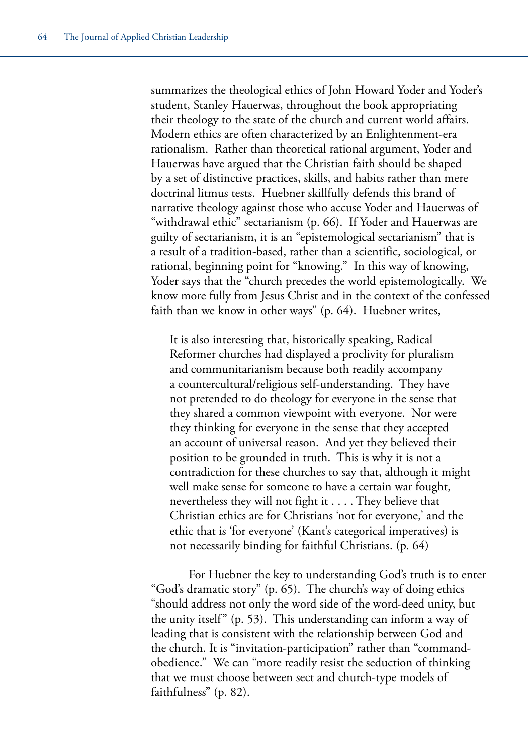summarizes the theological ethics of John Howard Yoder and Yoder's student, Stanley Hauerwas, throughout the book appropriating their theology to the state of the church and current world affairs. Modern ethics are often characterized by an Enlightenment-era rationalism. Rather than theoretical rational argument, Yoder and Hauerwas have argued that the Christian faith should be shaped by a set of distinctive practices, skills, and habits rather than mere doctrinal litmus tests. Huebner skillfully defends this brand of narrative theology against those who accuse Yoder and Hauerwas of "withdrawal ethic" sectarianism (p. 66). If Yoder and Hauerwas are guilty of sectarianism, it is an "epistemological sectarianism" that is a result of a tradition-based, rather than a scientific, sociological, or rational, beginning point for "knowing." In this way of knowing, Yoder says that the "church precedes the world epistemologically. We know more fully from Jesus Christ and in the context of the confessed faith than we know in other ways" (p. 64). Huebner writes,

> It is also interesting that, historically speaking, Radical Reformer churches had displayed a proclivity for pluralism and communitarianism because both readily accompany a countercultural/religious self-understanding. They have not pretended to do theology for everyone in the sense that they shared a common viewpoint with everyone. Nor were they thinking for everyone in the sense that they accepted an account of universal reason. And yet they believed their position to be grounded in truth. This is why it is not a contradiction for these churches to say that, although it might well make sense for someone to have a certain war fought, nevertheless they will not fight it . . . . They believe that Christian ethics are for Christians 'not for everyone,' and the ethic that is 'for everyone' (Kant's categorical imperatives) is not necessarily binding for faithful Christians. (p. 64)

For Huebner the key to understanding God's truth is to enter "God's dramatic story" (p. 65). The church's way of doing ethics "should address not only the word side of the word-deed unity, but the unity itself" (p. 53). This understanding can inform a way of leading that is consistent with the relationship between God and the church. It is "invitation-participation" rather than "command-obedience." We can "more readily resist the seduction of thinking that we must choose between sect and church-type models of faithfulness" (p. 82).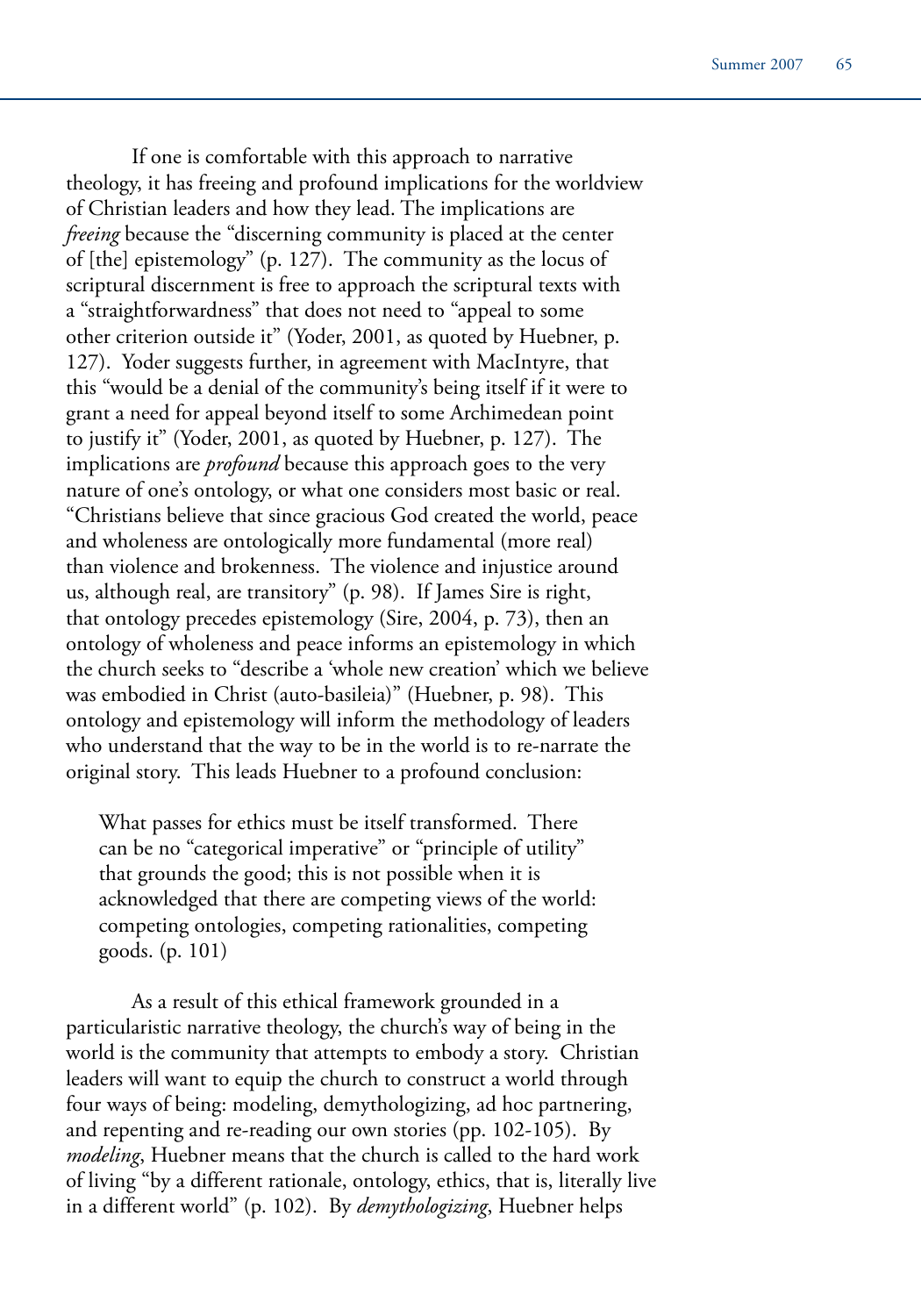If one is comfortable with this approach to narrative theology, it has freeing and profound implications for the worldview of Christian leaders and how they lead. The implications are *freeing* because the "discerning community is placed at the center of [the] epistemology" (p. 127). The community as the locus of scriptural discernment is free to approach the scriptural texts with a "straightforwardness" that does not need to "appeal to some other criterion outside it" (Yoder, 2001, as quoted by Huebner, p. 127). Yoder suggests further, in agreement with MacIntyre, that this "would be a denial of the community's being itself if it were to grant a need for appeal beyond itself to some Archimedean point to justify it" (Yoder, 2001, as quoted by Huebner, p. 127). The implications are *profound* because this approach goes to the very nature of one's ontology, or what one considers most basic or real. "Christians believe that since gracious God created the world, peace and wholeness are ontologically more fundamental (more real) than violence and brokenness. The violence and injustice around us, although real, are transitory" (p. 98). If James Sire is right, that ontology precedes epistemology (Sire, 2004, p. 73), then an ontology of wholeness and peace informs an epistemology in which the church seeks to "describe a 'whole new creation' which we believe was embodied in Christ (auto-basileia)" (Huebner, p. 98). This ontology and epistemology will inform the methodology of leaders who understand that the way to be in the world is to re-narrate the original story. This leads Huebner to a profound conclusion:

> What passes for ethics must be itself transformed. There can be no "categorical imperative" or "principle of utility" that grounds the good; this is not possible when it is acknowledged that there are competing views of the world: competing ontologies, competing rationalities, competing goods. (p. 101)

As a result of this ethical framework grounded in a particularistic narrative theology, the church's way of being in the world is the community that attempts to embody a story. Christian leaders will want to equip the church to construct a world through four ways of being: modeling, demythologizing, ad hoc partnering, and repenting and re-reading our own stories (pp. 102-105). By *modeling*, Huebner means that the church is called to the hard work of living "by a different rationale, ontology, ethics, that is, literally live in a different world" (p. 102). By *demythologizing*, Huebner helps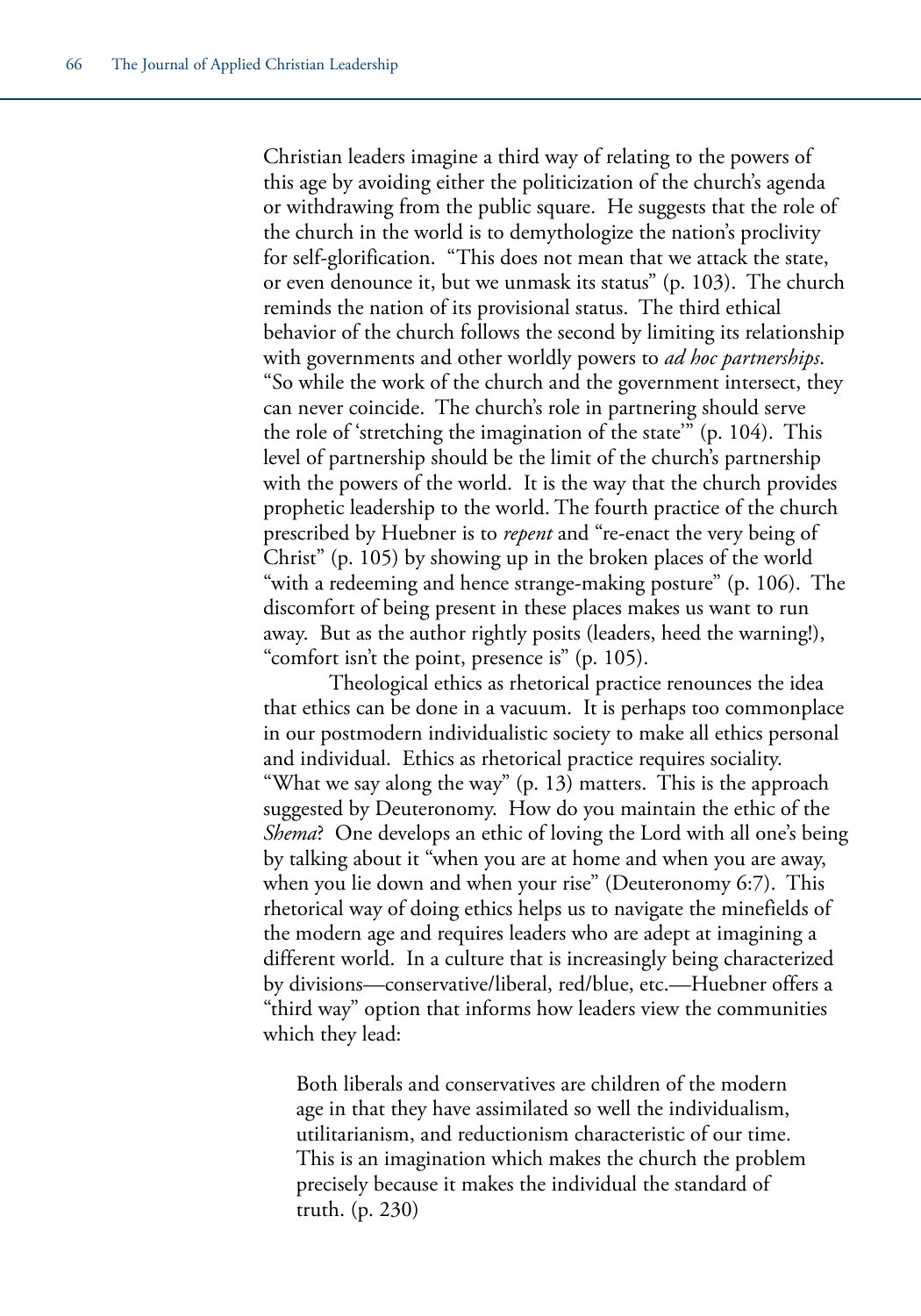Christian leaders imagine a third way of relating to the powers of this age by avoiding either the politicization of the church's agenda or withdrawing from the public square. He suggests that the role of the church in the world is to demythologize the nation's proclivity for self-glorification. "This does not mean that we attack the state, or even denounce it, but we unmask its status" (p. 103). The church reminds the nation of its provisional status. The third ethical behavior of the church follows the second by limiting its relationship with governments and other worldly powers to *ad hoc partnerships*. "So while the work of the church and the government intersect, they can never coincide. The church's role in partnering should serve the role of 'stretching the imagination of the state'" (p. 104). This level of partnership should be the limit of the church's partnership with the powers of the world. It is the way that the church provides prophetic leadership to the world. The fourth practice of the church prescribed by Huebner is to *repent* and "re-enact the very being of Christ" (p. 105) by showing up in the broken places of the world "with a redeeming and hence strange-making posture" (p. 106). The discomfort of being present in these places makes us want to run away. But as the author rightly posits (leaders, heed the warning!), "comfort isn't the point, presence is" (p. 105).

Theological ethics as rhetorical practice renounces the idea that ethics can be done in a vacuum. It is perhaps too commonplace in our postmodern individualistic society to make all ethics personal and individual. Ethics as rhetorical practice requires sociality. "What we say along the way" (p. 13) matters. This is the approach suggested by Deuteronomy. How do you maintain the ethic of the *Shema*? One develops an ethic of loving the Lord with all one's being by talking about it "when you are at home and when you are away, when you lie down and when your rise" (Deuteronomy 6:7). This rhetorical way of doing ethics helps us to navigate the minefields of the modern age and requires leaders who are adept at imagining a different world. In a culture that is increasingly being characterized by divisions—conservative/liberal, red/blue, etc.—Huebner offers a "third way" option that informs how leaders view the communities which they lead:

> Both liberals and conservatives are children of the modern age in that they have assimilated so well the individualism, utilitarianism, and reductionism characteristic of our time. This is an imagination which makes the church the problem precisely because it makes the individual the standard of truth. (p. 230)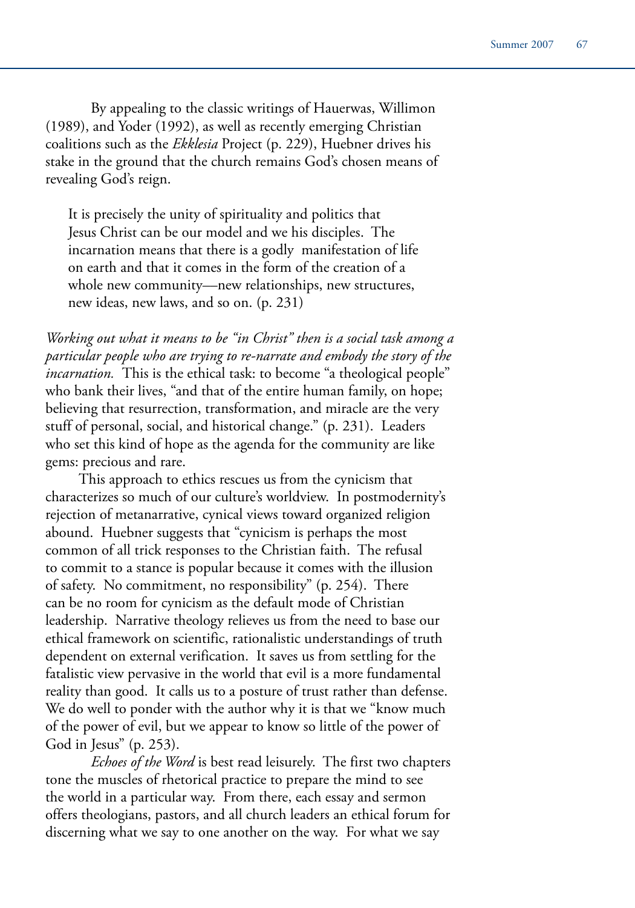By appealing to the classic writings of Hauerwas, Willimon (1989), and Yoder (1992), as well as recently emerging Christian coalitions such as the *Ekklesia* Project (p. 229), Huebner drives his stake in the ground that the church remains God's chosen means of revealing God's reign.

> It is precisely the unity of spirituality and politics that Jesus Christ can be our model and we his disciples. The incarnation means that there is a godly manifestation of life on earth and that it comes in the form of the creation of a whole new community—new relationships, new structures, new ideas, new laws, and so on. (p. 231)

*Working out what it means to be "in Christ" then is a social task among a particular people who are trying to re-narrate and embody the story of the incarnation.* This is the ethical task: to become "a theological people" who bank their lives, "and that of the entire human family, on hope; believing that resurrection, transformation, and miracle are the very stuff of personal, social, and historical change." (p. 231). Leaders who set this kind of hope as the agenda for the community are like gems: precious and rare.

This approach to ethics rescues us from the cynicism that characterizes so much of our culture's worldview. In postmodernity's rejection of metanarrative, cynical views toward organized religion abound. Huebner suggests that "cynicism is perhaps the most common of all trick responses to the Christian faith. The refusal to commit to a stance is popular because it comes with the illusion of safety. No commitment, no responsibility" (p. 254). There can be no room for cynicism as the default mode of Christian leadership. Narrative theology relieves us from the need to base our ethical framework on scientific, rationalistic understandings of truth dependent on external verification. It saves us from settling for the fatalistic view pervasive in the world that evil is a more fundamental reality than good. It calls us to a posture of trust rather than defense. We do well to ponder with the author why it is that we "know much of the power of evil, but we appear to know so little of the power of God in Jesus" (p. 253).

*Echoes of the Word* is best read leisurely. The first two chapters tone the muscles of rhetorical practice to prepare the mind to see the world in a particular way. From there, each essay and sermon offers theologians, pastors, and all church leaders an ethical forum for discerning what we say to one another on the way. For what we say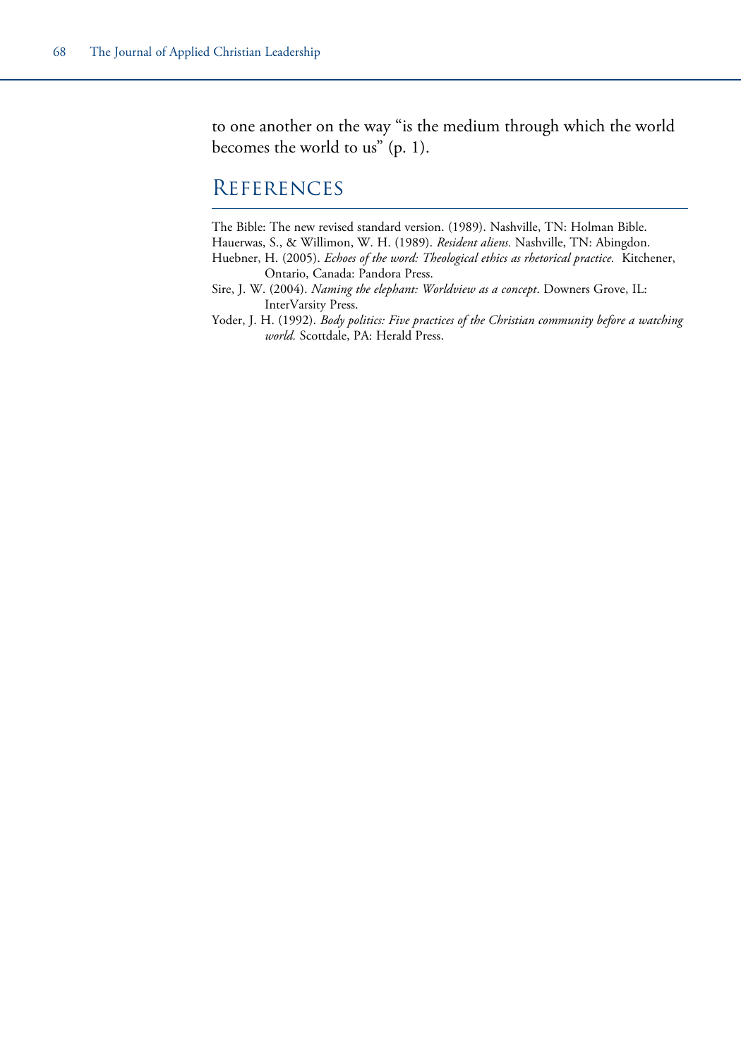to one another on the way "is the medium through which the world becomes the world to us" (p. 1).

## References

The Bible: The new revised standard version. (1989). Nashville, TN: Holman Bible.

Hauerwas, S., & Willimon, W. H. (1989). *Resident aliens.* Nashville, TN: Abingdon.

Huebner, H. (2005). *Echoes of the word: Theological ethics as rhetorical practice.* Kitchener, Ontario, Canada: Pandora Press.

Sire, J. W. (2004). *Naming the elephant: Worldview as a concept*. Downers Grove, IL: InterVarsity Press.

Yoder, J. H. (1992). *Body politics: Five practices of the Christian community before a watching world.* Scottdale, PA: Herald Press.